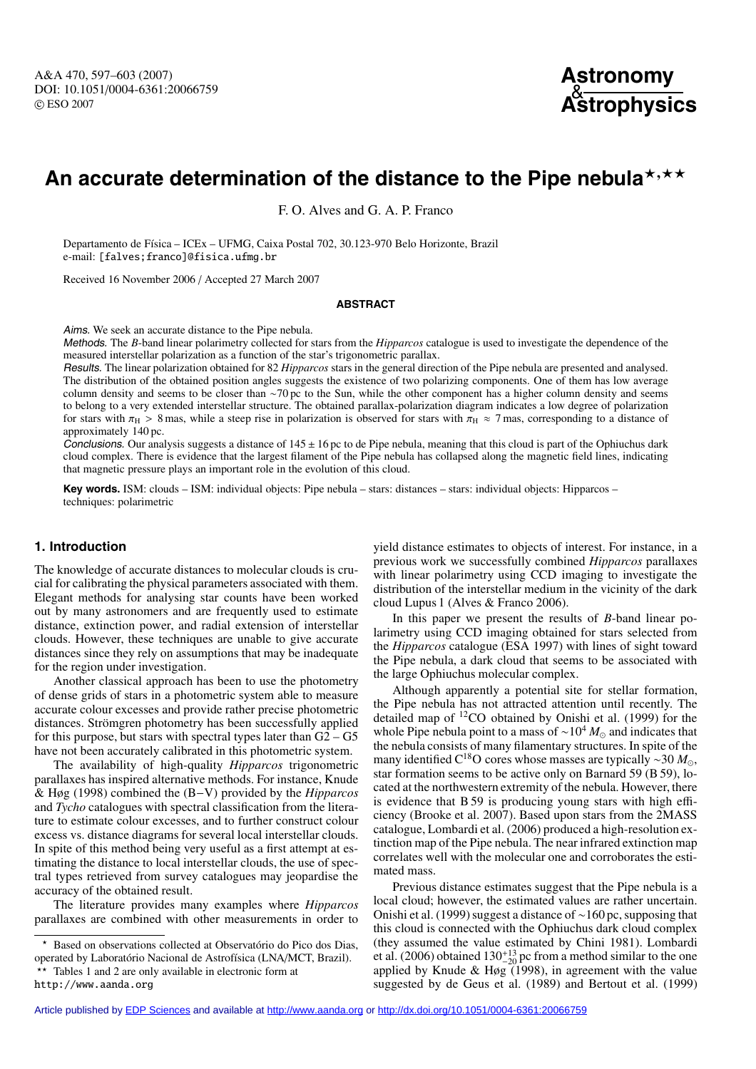# An accurate determination of the distance to the Pipe nebula⋆,⋆⋆

F. O. Alves and G. A. P. Franco

Departamento de Física – ICEx – UFMG, Caixa Postal 702, 30.123-970 Belo Horizonte, Brazil
e-mail: [falves;franco]@fisica.ufmg.br

Received 16 November 2006 / Accepted 27 March 2007

## ABSTRACT

*Aims.* We seek an accurate distance to the Pipe nebula.

*Methods.* The *B*-band linear polarimetry collected for stars from the *Hipparcos* catalogue is used to investigate the dependence of the measured interstellar polarization as a function of the star's trigonometric parallax.

*Results.* The linear polarization obtained for 82 *Hipparcos* stars in the general direction of the Pipe nebula are presented and analysed. The distribution of the obtained position angles suggests the existence of two polarizing components. One of them has low average column density and seems to be closer than ∼70 pc to the Sun, while the other component has a higher column density and seems to belong to a very extended interstellar structure. The obtained parallax-polarization diagram indicates a low degree of polarization for stars with $\pi_{\rm H} > 8$ mas, while a steep rise in polarization is observed for stars with $\pi_{\rm H} \approx 7$ mas, corresponding to a distance of approximately 140 pc.

*Conclusions.* Our analysis suggests a distance of $145 \pm 16$ pc to de Pipe nebula, meaning that this cloud is part of the Ophiuchus dark cloud complex. There is evidence that the largest filament of the Pipe nebula has collapsed along the magnetic field lines, indicating that magnetic pressure plays an important role in the evolution of this cloud.

**Key words.** ISM: clouds – ISM: individual objects: Pipe nebula – stars: distances – stars: individual objects: Hipparcos – techniques: polarimetric

## 1. Introduction

The knowledge of accurate distances to molecular clouds is crucial for calibrating the physical parameters associated with them. Elegant methods for analysing star counts have been worked out by many astronomers and are frequently used to estimate distance, extinction power, and radial extension of interstellar clouds. However, these techniques are unable to give accurate distances since they rely on assumptions that may be inadequate for the region under investigation.

Another classical approach has been to use the photometry of dense grids of stars in a photometric system able to measure accurate colour excesses and provide rather precise photometric distances. Strömgren photometry has been successfully applied for this purpose, but stars with spectral types later than G2 – G5 have not been accurately calibrated in this photometric system.

The availability of high-quality *Hipparcos* trigonometric parallaxes has inspired alternative methods. For instance, Knude & Høg (1998) combined the (B−V) provided by the *Hipparcos* and *Tycho* catalogues with spectral classification from the literature to estimate colour excesses, and to further construct colour excess vs. distance diagrams for several local interstellar clouds. In spite of this method being very useful as a first attempt at estimating the distance to local interstellar clouds, the use of spectral types retrieved from survey catalogues may jeopardise the accuracy of the obtained result.

The literature provides many examples where *Hipparcos* parallaxes are combined with other measurements in order to yield distance estimates to objects of interest. For instance, in a previous work we successfully combined *Hipparcos* parallaxes with linear polarimetry using CCD imaging to investigate the distribution of the interstellar medium in the vicinity of the dark cloud Lupus 1 (Alves & Franco 2006).

In this paper we present the results of *B*-band linear polarimetry using CCD imaging obtained for stars selected from the *Hipparcos* catalogue (ESA 1997) with lines of sight toward the Pipe nebula, a dark cloud that seems to be associated with the large Ophiuchus molecular complex.

Although apparently a potential site for stellar formation, the Pipe nebula has not attracted attention until recently. The detailed map of $^{12}$CO obtained by Onishi et al. (1999) for the whole Pipe nebula point to a mass of $\sim 10^4\,M_\odot$ and indicates that the nebula consists of many filamentary structures. In spite of the many identified C$^{18}$O cores whose masses are typically $\sim 30\,M_\odot$, star formation seems to be active only on Barnard 59 (B 59), located at the northwestern extremity of the nebula. However, there is evidence that B 59 is producing young stars with high efficiency (Brooke et al. 2007). Based upon stars from the 2MASS catalogue, Lombardi et al. (2006) produced a high-resolution extinction map of the Pipe nebula. The near infrared extinction map correlates well with the molecular one and corroborates the estimated mass.

Previous distance estimates suggest that the Pipe nebula is a local cloud; however, the estimated values are rather uncertain. Onishi et al. (1999) suggest a distance of ∼160 pc, supposing that this cloud is connected with the Ophiuchus dark cloud complex (they assumed the value estimated by Chini 1981). Lombardi et al. (2006) obtained $130^{+13}_{-20}$ pc from a method similar to the one applied by Knude & Høg (1998), in agreement with the value suggested by de Geus et al. (1989) and Bertout et al. (1999)

⋆ Based on observations collected at Observatório do Pico dos Dias, operated by Laboratório Nacional de Astrofísica (LNA/MCT, Brazil).

⋆⋆ Tables 1 and 2 are only available in electronic form at http://www.aanda.org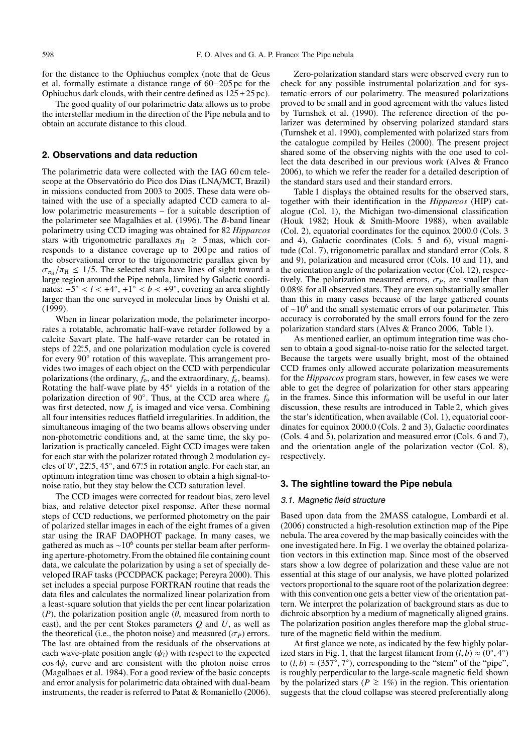for the distance to the Ophiuchus complex (note that de Geus et al. formally estimate a distance range of 60−205 pc for the Ophiuchus dark clouds, with their centre defined as $125 \pm 25$ pc).

The good quality of our polarimetric data allows us to probe the interstellar medium in the direction of the Pipe nebula and to obtain an accurate distance to this cloud.

## 2. Observations and data reduction

The polarimetric data were collected with the IAG 60 cm telescope at the Observatório do Pico dos Dias (LNA/MCT, Brazil) in missions conducted from 2003 to 2005. These data were obtained with the use of a specially adapted CCD camera to allow polarimetric measurements – for a suitable description of the polarimeter see Magalhães et al. (1996). The *B*-band linear polarimetry using CCD imaging was obtained for 82 *Hipparcos* stars with trigonometric parallaxes $\pi_{\rm H} \geq 5$ mas, which corresponds to a distance coverage up to 200 pc and ratios of the observational error to the trigonometric parallax given by $\sigma_{\pi_{\rm H}}/\pi_{\rm H} \leq 1/5$. The selected stars have lines of sight toward a large region around the Pipe nebula, limited by Galactic coordinates: $-5^\circ < l < +4^\circ$, $+1^\circ < b < +9^\circ$, covering an area slightly larger than the one surveyed in molecular lines by Onishi et al. (1999).

When in linear polarization mode, the polarimeter incorporates a rotatable, achromatic half-wave retarder followed by a calcite Savart plate. The half-wave retarder can be rotated in steps of 22.°5, and one polarization modulation cycle is covered for every 90° rotation of this waveplate. This arrangement provides two images of each object on the CCD with perpendicular polarizations (the ordinary, $f_{\rm o}$, and the extraordinary, $f_{\rm e}$, beams). Rotating the half-wave plate by 45° yields in a rotation of the polarization direction of 90°. Thus, at the CCD area where $f_{\rm o}$ was first detected, now $f_{\rm e}$ is imaged and vice versa. Combining all four intensities reduces flatfield irregularities. In addition, the simultaneous imaging of the two beams allows observing under non-photometric conditions and, at the same time, the sky polarization is practically canceled. Eight CCD images were taken for each star with the polarizer rotated through 2 modulation cycles of 0°, 22.°5, 45°, and 67.°5 in rotation angle. For each star, an optimum integration time was chosen to obtain a high signal-to-noise ratio, but they stay below the CCD saturation level.

The CCD images were corrected for readout bias, zero level bias, and relative detector pixel response. After these normal steps of CCD reductions, we performed photometry on the pair of polarized stellar images in each of the eight frames of a given star using the IRAF DAOPHOT package. In many cases, we gathered as much as $\sim 10^6$ counts per stellar beam after performing aperture-photometry. From the obtained file containing count data, we calculate the polarization by using a set of specially developed IRAF tasks (PCCDPACK package; Pereyra 2000). This set includes a special purpose FORTRAN routine that reads the data files and calculates the normalized linear polarization from a least-square solution that yields the per cent linear polarization ($P$), the polarization position angle ($\theta$, measured from north to east), and the per cent Stokes parameters $Q$ and $U$, as well as the theoretical (i.e., the photon noise) and measured ($\sigma_P$) errors. The last are obtained from the residuals of the observations at each wave-plate position angle ($\psi_i$) with respect to the expected $\cos 4\psi_i$ curve and are consistent with the photon noise erros (Magalhaes et al. 1984). For a good review of the basic concepts and error analysis for polarimetric data obtained with dual-beam instruments, the reader is referred to Patat & Romaniello (2006).

Zero-polarization standard stars were observed every run to check for any possible instrumental polarization and for systematic errors of our polarimetry. The measured polarizations proved to be small and in good agreement with the values listed by Turnshek et al. (1990). The reference direction of the polarizer was determined by observing polarized standard stars (Turnshek et al. 1990), complemented with polarized stars from the catalogue compiled by Heiles (2000). The present project shared some of the observing nights with the one used to collect the data described in our previous work (Alves & Franco 2006), to which we refer the reader for a detailed description of the standard stars used and their standard errors.

Table 1 displays the obtained results for the observed stars, together with their identification in the *Hipparcos* (HIP) catalogue (Col. 1), the Michigan two-dimensional classification (Houk 1982; Houk & Smith-Moore 1988), when available (Col. 2), equatorial coordinates for the equinox 2000.0 (Cols. 3 and 4), Galactic coordinates (Cols. 5 and 6), visual magnitude (Col. 7), trigonometric parallax and standard error (Cols. 8 and 9), polarization and measured error (Cols. 10 and 11), and the orientation angle of the polarization vector (Col. 12), respectively. The polarization measured errors, $\sigma_P$, are smaller than 0.08% for all observed stars. They are even substantially smaller than this in many cases because of the large gathered counts of $\sim 10^6$ and the small systematic errors of our polarimeter. This accuracy is corroborated by the small errors found for the zero polarization standard stars (Alves & Franco 2006, Table 1).

As mentioned earlier, an optimum integration time was chosen to obtain a good signal-to-noise ratio for the selected target. Because the targets were usually bright, most of the obtained CCD frames only allowed accurate polarization measurements for the *Hipparcos* program stars, however, in few cases we were able to get the degree of polarization for other stars appearing in the frames. Since this information will be useful in our later discussion, these results are introduced in Table 2, which gives the star's identification, when available (Col. 1), equatorial coordinates for equinox 2000.0 (Cols. 2 and 3), Galactic coordinates (Cols. 4 and 5), polarization and measured error (Cols. 6 and 7), and the orientation angle of the polarization vector (Col. 8), respectively.

## 3. The sightline toward the Pipe nebula

### 3.1. Magnetic field structure

Based upon data from the 2MASS catalogue, Lombardi et al. (2006) constructed a high-resolution extinction map of the Pipe nebula. The area covered by the map basically coincides with the one investigated here. In Fig. 1 we overlay the obtained polarization vectors in this extinction map. Since most of the observed stars show a low degree of polarization and these value are not essential at this stage of our analysis, we have plotted polarized vectors proportional to the square root of the polarization degree: with this convention one gets a better view of the orientation pattern. We interpret the polarization of background stars as due to dichroic absorption by a medium of magnetically aligned grains. The polarization position angles therefore map the global structure of the magnetic field within the medium.

At first glance we note, as indicated by the few highly polarized stars in Fig. 1, that the largest filament from $(l, b) \approx (0^\circ, 4^\circ)$ to $(l, b) \approx (357^\circ, 7^\circ)$, corresponding to the "stem" of the "pipe", is roughly perpendicular to the large-scale magnetic field shown by the polarized stars ($P \gtrsim 1\%$) in the region. This orientation suggests that the cloud collapse was steered preferentially along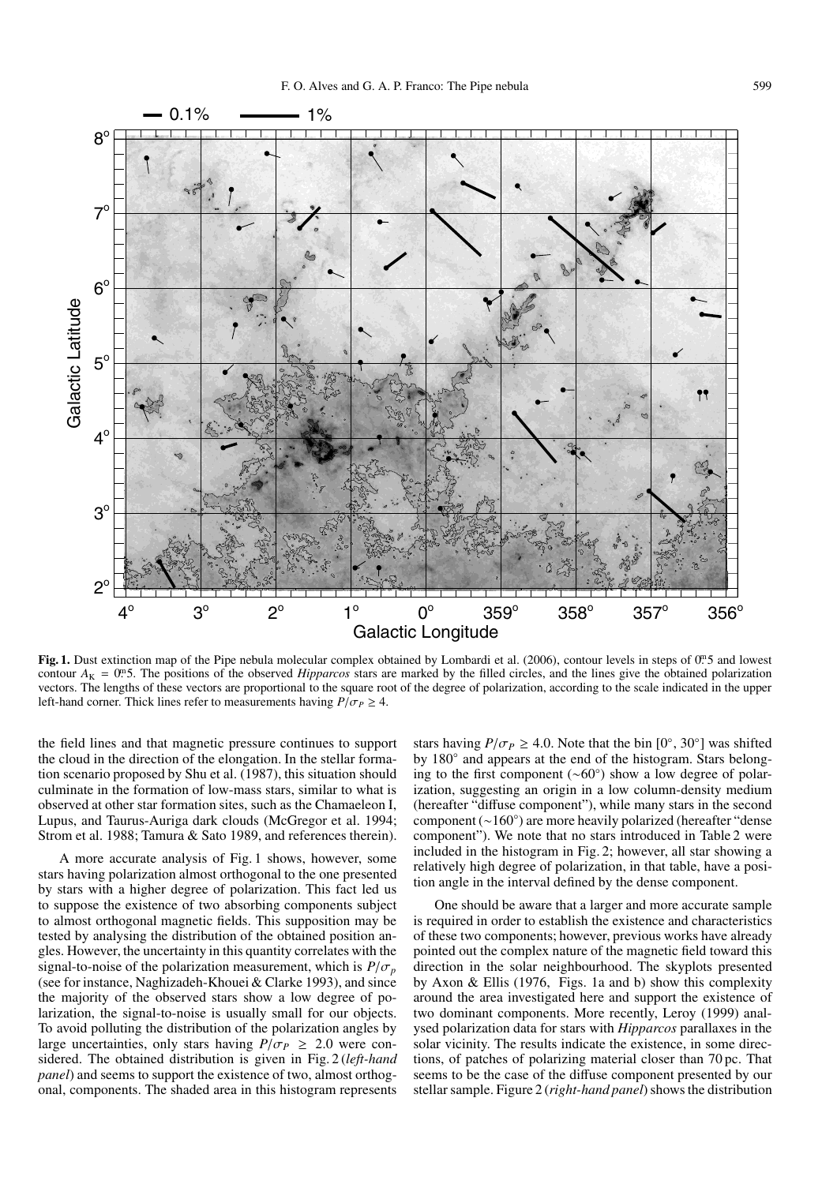**Fig. 1.** Dust extinction map of the Pipe nebula molecular complex obtained by Lombardi et al. (2006), contour levels in steps of $0\overset{m}{.}5$ and lowest contour $A_K = 0\overset{m}{.}5$. The positions of the observed *Hipparcos* stars are marked by the filled circles, and the lines give the obtained polarization vectors. The lengths of these vectors are proportional to the square root of the degree of polarization, according to the scale indicated in the upper left-hand corner. Thick lines refer to measurements having $P/\sigma_P \geq 4$.

the field lines and that magnetic pressure continues to support the cloud in the direction of the elongation. In the stellar formation scenario proposed by Shu et al. (1987), this situation should culminate in the formation of low-mass stars, similar to what is observed at other star formation sites, such as the Chamaeleon I, Lupus, and Taurus-Auriga dark clouds (McGregor et al. 1994; Strom et al. 1988; Tamura & Sato 1989, and references therein).

A more accurate analysis of Fig. 1 shows, however, some stars having polarization almost orthogonal to the one presented by stars with a higher degree of polarization. This fact led us to suppose the existence of two absorbing components subject to almost orthogonal magnetic fields. This supposition may be tested by analysing the distribution of the obtained position angles. However, the uncertainty in this quantity correlates with the signal-to-noise of the polarization measurement, which is $P/\sigma_p$ (see for instance, Naghizadeh-Khouei & Clarke 1993), and since the majority of the observed stars show a low degree of polarization, the signal-to-noise is usually small for our objects. To avoid polluting the distribution of the polarization angles by large uncertainties, only stars having $P/\sigma_P \geq 2.0$ were considered. The obtained distribution is given in Fig. 2 (*left-hand panel*) and seems to support the existence of two, almost orthogonal, components. The shaded area in this histogram represents stars having $P/\sigma_P \geq 4.0$. Note that the bin $[0^\circ, 30^\circ]$ was shifted by $180^\circ$ and appears at the end of the histogram. Stars belonging to the first component ($\sim 60^\circ$) show a low degree of polarization, suggesting an origin in a low column-density medium (hereafter "diffuse component"), while many stars in the second component ($\sim 160^\circ$) are more heavily polarized (hereafter "dense component"). We note that no stars introduced in Table 2 were included in the histogram in Fig. 2; however, all star showing a relatively high degree of polarization, in that table, have a position angle in the interval defined by the dense component.

One should be aware that a larger and more accurate sample is required in order to establish the existence and characteristics of these two components; however, previous works have already pointed out the complex nature of the magnetic field toward this direction in the solar neighbourhood. The skyplots presented by Axon & Ellis (1976, Figs. 1a and b) show this complexity around the area investigated here and support the existence of two dominant components. More recently, Leroy (1999) analysed polarization data for stars with *Hipparcos* parallaxes in the solar vicinity. The results indicate the existence, in some directions, of patches of polarizing material closer than 70 pc. That seems to be the case of the diffuse component presented by our stellar sample. Figure 2 (*right-hand panel*) shows the distribution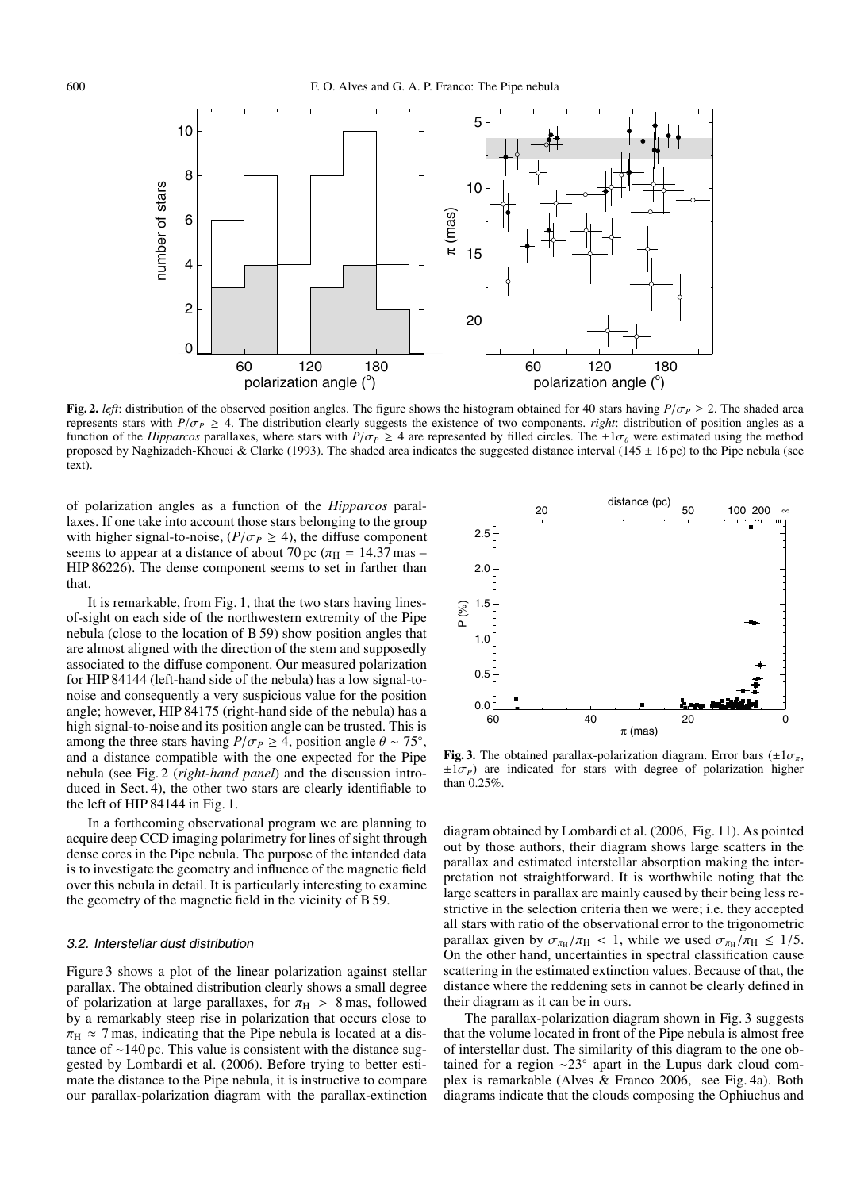**Fig. 2.** *left*: distribution of the observed position angles. The figure shows the histogram obtained for 40 stars having $P/\sigma_P \geq 2$. The shaded area represents stars with $P/\sigma_P \geq 4$. The distribution clearly suggests the existence of two components. *right*: distribution of position angles as a function of the *Hipparcos* parallaxes, where stars with $P/\sigma_P \geq 4$ are represented by filled circles. The $\pm 1\sigma_\theta$ were estimated using the method proposed by Naghizadeh-Khouei & Clarke (1993). The shaded area indicates the suggested distance interval (145 ± 16 pc) to the Pipe nebula (see text).

of polarization angles as a function of the *Hipparcos* parallaxes. If one take into account those stars belonging to the group with higher signal-to-noise, ($P/\sigma_P \geq 4$), the diffuse component seems to appear at a distance of about 70 pc ($\pi_{\rm H} = 14.37$ mas – HIP 86226). The dense component seems to set in farther than that.

It is remarkable, from Fig. 1, that the two stars having lines-of-sight on each side of the northwestern extremity of the Pipe nebula (close to the location of B 59) show position angles that are almost aligned with the direction of the stem and supposedly associated to the diffuse component. Our measured polarization for HIP 84144 (left-hand side of the nebula) has a low signal-to-noise and consequently a very suspicious value for the position angle; however, HIP 84175 (right-hand side of the nebula) has a high signal-to-noise and its position angle can be trusted. This is among the three stars having $P/\sigma_P \geq 4$, position angle $\theta \sim 75°$, and a distance compatible with the one expected for the Pipe nebula (see Fig. 2 (*right-hand panel*) and the discussion introduced in Sect. 4), the other two stars are clearly identifiable to the left of HIP 84144 in Fig. 1.

In a forthcoming observational program we are planning to acquire deep CCD imaging polarimetry for lines of sight through dense cores in the Pipe nebula. The purpose of the intended data is to investigate the geometry and influence of the magnetic field over this nebula in detail. It is particularly interesting to examine the geometry of the magnetic field in the vicinity of B 59.

### 3.2. Interstellar dust distribution

Figure 3 shows a plot of the linear polarization against stellar parallax. The obtained distribution clearly shows a small degree of polarization at large parallaxes, for $\pi_{\rm H} > 8$ mas, followed by a remarkably steep rise in polarization that occurs close to $\pi_{\rm H} \approx 7$ mas, indicating that the Pipe nebula is located at a distance of ∼140 pc. This value is consistent with the distance suggested by Lombardi et al. (2006). Before trying to better estimate the distance to the Pipe nebula, it is instructive to compare our parallax-polarization diagram with the parallax-extinction diagram obtained by Lombardi et al. (2006, Fig. 11). As pointed out by those authors, their diagram shows large scatters in the parallax and estimated interstellar absorption making the interpretation not straightforward. It is worthwhile noting that the large scatters in parallax are mainly caused by their being less restrictive in the selection criteria then we were; i.e. they accepted all stars with ratio of the observational error to the trigonometric parallax given by $\sigma_{\pi_{\rm H}}/\pi_{\rm H} < 1$, while we used $\sigma_{\pi_{\rm H}}/\pi_{\rm H} \leq 1/5$. On the other hand, uncertainties in spectral classification cause scattering in the estimated extinction values. Because of that, the distance where the reddening sets in cannot be clearly defined in their diagram as it can be in ours.

**Fig. 3.** The obtained parallax-polarization diagram. Error bars ($\pm 1\sigma_\pi$, $\pm 1\sigma_P$) are indicated for stars with degree of polarization higher than 0.25%.

The parallax-polarization diagram shown in Fig. 3 suggests that the volume located in front of the Pipe nebula is almost free of interstellar dust. The similarity of this diagram to the one obtained for a region ∼23° apart in the Lupus dark cloud complex is remarkable (Alves & Franco 2006, see Fig. 4a). Both diagrams indicate that the clouds composing the Ophiuchus and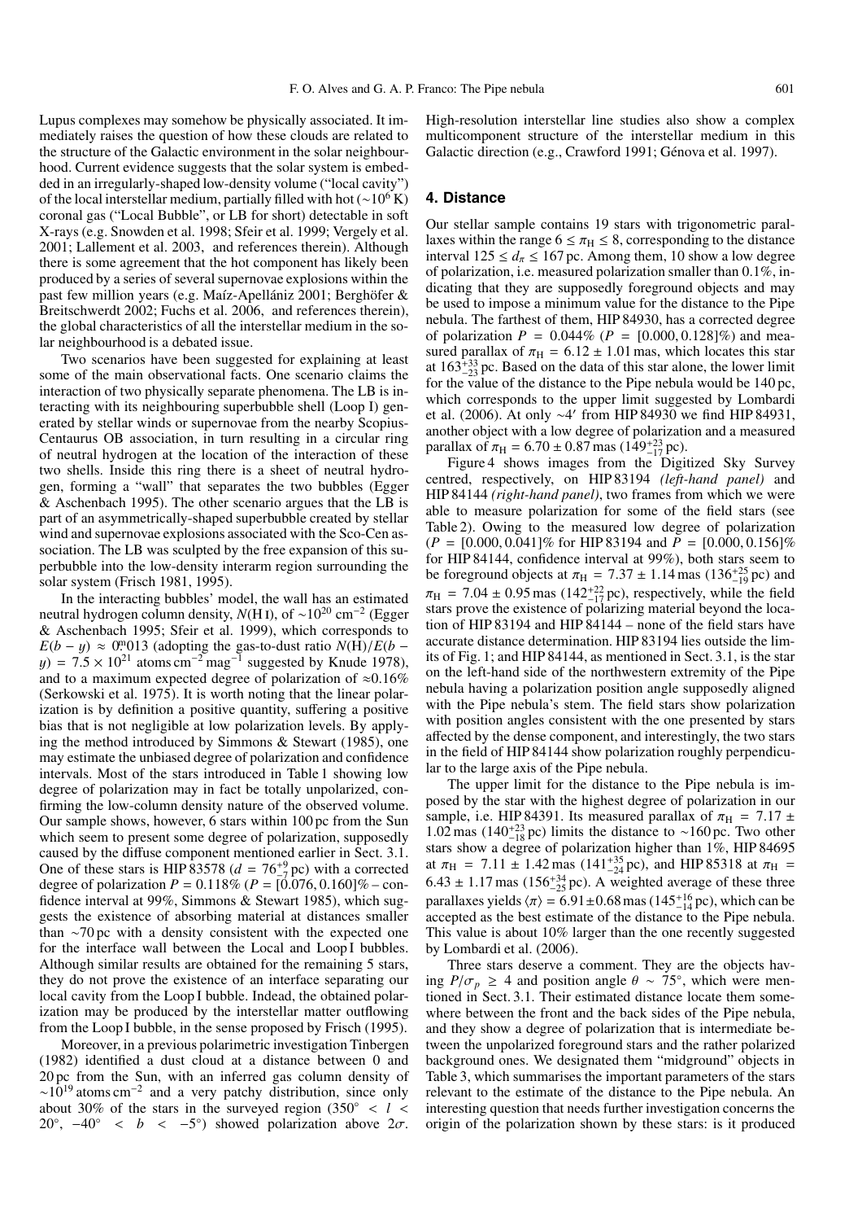Lupus complexes may somehow be physically associated. It immediately raises the question of how these clouds are related to the structure of the Galactic environment in the solar neighbourhood. Current evidence suggests that the solar system is embedded in an irregularly-shaped low-density volume ("local cavity") of the local interstellar medium, partially filled with hot ($\sim 10^6$ K) coronal gas ("Local Bubble", or LB for short) detectable in soft X-rays (e.g. Snowden et al. 1998; Sfeir et al. 1999; Vergely et al. 2001; Lallement et al. 2003, and references therein). Although there is some agreement that the hot component has likely been produced by a series of several supernovae explosions within the past few million years (e.g. Maíz-Apellániz 2001; Berghöfer & Breitschwerdt 2002; Fuchs et al. 2006, and references therein), the global characteristics of all the interstellar medium in the solar neighbourhood is a debated issue.

Two scenarios have been suggested for explaining at least some of the main observational facts. One scenario claims the interaction of two physically separate phenomena. The LB is interacting with its neighbouring superbubble shell (Loop I) generated by stellar winds or supernovae from the nearby Scopius-Centaurus OB association, in turn resulting in a circular ring of neutral hydrogen at the location of the interaction of these two shells. Inside this ring there is a sheet of neutral hydrogen, forming a "wall" that separates the two bubbles (Egger & Aschenbach 1995). The other scenario argues that the LB is part of an asymmetrically-shaped superbubble created by stellar wind and supernovae explosions associated with the Sco-Cen association. The LB was sculpted by the free expansion of this superbubble into the low-density interarm region surrounding the solar system (Frisch 1981, 1995).

In the interacting bubbles' model, the wall has an estimated neutral hydrogen column density, $N(\text{H I})$, of $\sim 10^{20}$ cm$^{-2}$ (Egger & Aschenbach 1995; Sfeir et al. 1999), which corresponds to $E(b-y) \approx 0\overset{\text{m}}{.}013$ (adopting the gas-to-dust ratio $N(\text{H})/E(b-y) = 7.5 \times 10^{21}$ atoms cm$^{-2}$ mag$^{-1}$ suggested by Knude 1978), and to a maximum expected degree of polarization of $\approx 0.16\%$ (Serkowski et al. 1975). It is worth noting that the linear polarization is by definition a positive quantity, suffering a positive bias that is not negligible at low polarization levels. By applying the method introduced by Simmons & Stewart (1985), one may estimate the unbiased degree of polarization and confidence intervals. Most of the stars introduced in Table 1 showing low degree of polarization may in fact be totally unpolarized, confirming the low-column density nature of the observed volume. Our sample shows, however, 6 stars within 100 pc from the Sun which seem to present some degree of polarization, supposedly caused by the diffuse component mentioned earlier in Sect. 3.1. One of these stars is HIP 83578 ($d = 76^{+9}_{-7}$ pc) with a corrected degree of polarization $P = 0.118\%$ ($P = [0.076, 0.160]\%$ – confidence interval at 99%, Simmons & Stewart 1985), which suggests the existence of absorbing material at distances smaller than $\sim 70$ pc with a density consistent with the expected one for the interface wall between the Local and Loop I bubbles. Although similar results are obtained for the remaining 5 stars, they do not prove the existence of an interface separating our local cavity from the Loop I bubble. Indeed, the obtained polarization may be produced by the interstellar matter outflowing from the Loop I bubble, in the sense proposed by Frisch (1995).

Moreover, in a previous polarimetric investigation Tinbergen (1982) identified a dust cloud at a distance between 0 and 20 pc from the Sun, with an inferred gas column density of $\sim 10^{19}$ atoms cm$^{-2}$ and a very patchy distribution, since only about 30% of the stars in the surveyed region ($350° < l < 20°$, $-40° < b < -5°$) showed polarization above $2\sigma$. High-resolution interstellar line studies also show a complex multicomponent structure of the interstellar medium in this Galactic direction (e.g., Crawford 1991; Génova et al. 1997).

## 4. Distance

Our stellar sample contains 19 stars with trigonometric parallaxes within the range $6 \leq \pi_{\text{H}} \leq 8$, corresponding to the distance interval $125 \leq d_\pi \leq 167$ pc. Among them, 10 show a low degree of polarization, i.e. measured polarization smaller than 0.1%, indicating that they are supposedly foreground objects and may be used to impose a minimum value for the distance to the Pipe nebula. The farthest of them, HIP 84930, has a corrected degree of polarization $P = 0.044\%$ ($P = [0.000, 0.128]\%$) and measured parallax of $\pi_{\text{H}} = 6.12 \pm 1.01$ mas, which locates this star at $163^{+33}_{-23}$ pc. Based on the data of this star alone, the lower limit for the value of the distance to the Pipe nebula would be 140 pc, which corresponds to the upper limit suggested by Lombardi et al. (2006). At only $\sim 4'$ from HIP 84930 we find HIP 84931, another object with a low degree of polarization and a measured parallax of $\pi_{\text{H}} = 6.70 \pm 0.87$ mas ($149^{+23}_{-17}$ pc).

Figure 4 shows images from the Digitized Sky Survey centred, respectively, on HIP 83194 *(left-hand panel)* and HIP 84144 *(right-hand panel)*, two frames from which we were able to measure polarization for some of the field stars (see Table 2). Owing to the measured low degree of polarization ($P = [0.000, 0.041]\%$ for HIP 83194 and $P = [0.000, 0.156]\%$ for HIP 84144, confidence interval at 99%), both stars seem to be foreground objects at $\pi_{\text{H}} = 7.37 \pm 1.14$ mas ($136^{+25}_{-19}$ pc) and $\pi_{\text{H}} = 7.04 \pm 0.95$ mas ($142^{+22}_{-17}$ pc), respectively, while the field stars prove the existence of polarizing material beyond the location of HIP 83194 and HIP 84144 – none of the field stars have accurate distance determination. HIP 83194 lies outside the limits of Fig. 1; and HIP 84144, as mentioned in Sect. 3.1, is the star on the left-hand side of the northwestern extremity of the Pipe nebula having a polarization position angle supposedly aligned with the Pipe nebula's stem. The field stars show polarization with position angles consistent with the one presented by stars affected by the dense component, and interestingly, the two stars in the field of HIP 84144 show polarization roughly perpendicular to the large axis of the Pipe nebula.

The upper limit for the distance to the Pipe nebula is imposed by the star with the highest degree of polarization in our sample, i.e. HIP 84391. Its measured parallax of $\pi_{\text{H}} = 7.17 \pm 1.02$ mas ($140^{+23}_{-18}$ pc) limits the distance to $\sim 160$ pc. Two other stars show a degree of polarization higher than 1%, HIP 84695 at $\pi_{\text{H}} = 7.11 \pm 1.42$ mas ($141^{+35}_{-24}$ pc), and HIP 85318 at $\pi_{\text{H}} = 6.43 \pm 1.17$ mas ($156^{+34}_{-25}$ pc). A weighted average of these three parallaxes yields $\langle\pi\rangle = 6.91 \pm 0.68$ mas ($145^{+16}_{-14}$ pc), which can be accepted as the best estimate of the distance to the Pipe nebula. This value is about 10% larger than the one recently suggested by Lombardi et al. (2006).

Three stars deserve a comment. They are the objects having $P/\sigma_p \geq 4$ and position angle $\theta \sim 75°$, which were mentioned in Sect. 3.1. Their estimated distance locate them somewhere between the front and the back sides of the Pipe nebula, and they show a degree of polarization that is intermediate between the unpolarized foreground stars and the rather polarized background ones. We designated them "midground" objects in Table 3, which summarises the important parameters of the stars relevant to the estimate of the distance to the Pipe nebula. An interesting question that needs further investigation concerns the origin of the polarization shown by these stars: is it produced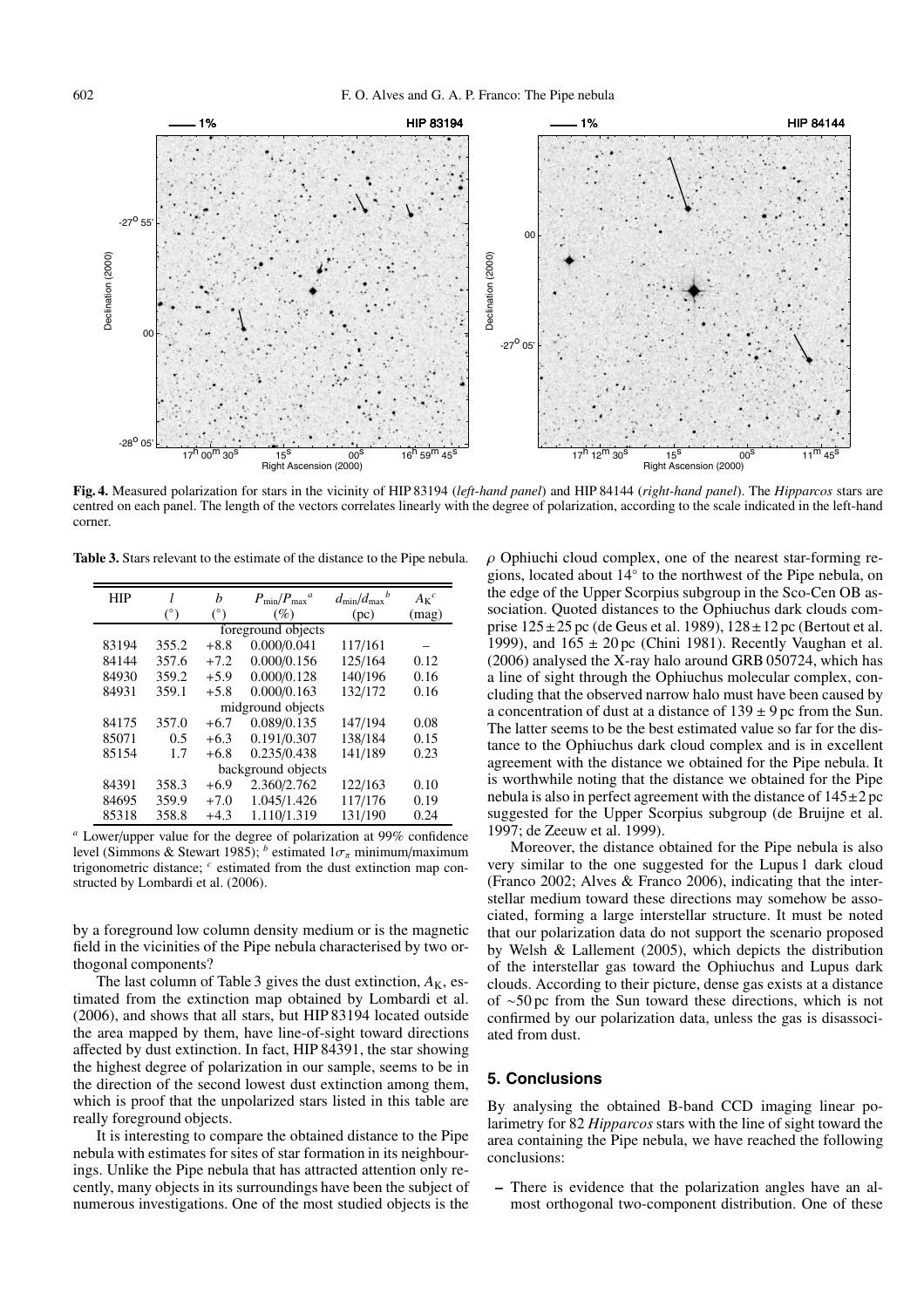**Fig. 4.** Measured polarization for stars in the vicinity of HIP 83194 (*left-hand panel*) and HIP 84144 (*right-hand panel*). The *Hipparcos* stars are centred on each panel. The length of the vectors correlates linearly with the degree of polarization, according to the scale indicated in the left-hand corner.

**Table 3.** Stars relevant to the estimate of the distance to the Pipe nebula.

| HIP | $l$ (°) | $b$ (°) | $P_{\rm min}/P_{\rm max}$ [a] (%) | $d_{\rm min}/d_{\rm max}$ [b] (pc) | $A_{\rm K}$ [c] (mag) |
|---|---|---|---|---|---|
| foreground objects | | | | | |
| 83194 | 355.2 | +8.8 | 0.000/0.041 | 117/161 | – |
| 84144 | 357.6 | +7.2 | 0.000/0.156 | 125/164 | 0.12 |
| 84930 | 359.2 | +5.9 | 0.000/0.128 | 140/196 | 0.16 |
| 84931 | 359.1 | +5.8 | 0.000/0.163 | 132/172 | 0.16 |
| midground objects | | | | | |
| 84175 | 357.0 | +6.7 | 0.089/0.135 | 147/194 | 0.08 |
| 85071 | 0.5 | +6.3 | 0.191/0.307 | 138/184 | 0.15 |
| 85154 | 1.7 | +6.8 | 0.235/0.438 | 141/189 | 0.23 |
| background objects | | | | | |
| 84391 | 358.3 | +6.9 | 2.360/2.762 | 122/163 | 0.10 |
| 84695 | 359.9 | +7.0 | 1.045/1.426 | 117/176 | 0.19 |
| 85318 | 358.8 | +4.3 | 1.110/1.319 | 131/190 | 0.24 |

[a] Lower/upper value for the degree of polarization at 99% confidence level (Simmons & Stewart 1985); [b] estimated $1\sigma_\pi$ minimum/maximum trigonometric distance; [c] estimated from the dust extinction map constructed by Lombardi et al. (2006).

by a foreground low column density medium or is the magnetic field in the vicinities of the Pipe nebula characterised by two orthogonal components?

The last column of Table 3 gives the dust extinction, $A_{\rm K}$, estimated from the extinction map obtained by Lombardi et al. (2006), and shows that all stars, but HIP 83194 located outside the area mapped by them, have line-of-sight toward directions affected by dust extinction. In fact, HIP 84391, the star showing the highest degree of polarization in our sample, seems to be in the direction of the second lowest dust extinction among them, which is proof that the unpolarized stars listed in this table are really foreground objects.

It is interesting to compare the obtained distance to the Pipe nebula with estimates for sites of star formation in its neighbourings. Unlike the Pipe nebula that has attracted attention only recently, many objects in its surroundings have been the subject of numerous investigations. One of the most studied objects is the $\rho$ Ophiuchi cloud complex, one of the nearest star-forming regions, located about 14° to the northwest of the Pipe nebula, on the edge of the Upper Scorpius subgroup in the Sco-Cen OB association. Quoted distances to the Ophiuchus dark clouds comprise $125 \pm 25$ pc (de Geus et al. 1989), $128 \pm 12$ pc (Bertout et al. 1999), and $165 \pm 20$ pc (Chini 1981). Recently Vaughan et al. (2006) analysed the X-ray halo around GRB 050724, which has a line of sight through the Ophiuchus molecular complex, concluding that the observed narrow halo must have been caused by a concentration of dust at a distance of $139 \pm 9$ pc from the Sun. The latter seems to be the best estimated value so far for the distance to the Ophiuchus dark cloud complex and is in excellent agreement with the distance we obtained for the Pipe nebula. It is worthwhile noting that the distance we obtained for the Pipe nebula is also in perfect agreement with the distance of $145 \pm 2$ pc suggested for the Upper Scorpius subgroup (de Bruijne et al. 1997; de Zeeuw et al. 1999).

Moreover, the distance obtained for the Pipe nebula is also very similar to the one suggested for the Lupus 1 dark cloud (Franco 2002; Alves & Franco 2006), indicating that the interstellar medium toward these directions may somehow be associated, forming a large interstellar structure. It must be noted that our polarization data do not support the scenario proposed by Welsh & Lallement (2005), which depicts the distribution of the interstellar gas toward the Ophiuchus and Lupus dark clouds. According to their picture, dense gas exists at a distance of ~50 pc from the Sun toward these directions, which is not confirmed by our polarization data, unless the gas is disassociated from dust.

## 5. Conclusions

By analysing the obtained B-band CCD imaging linear polarimetry for 82 *Hipparcos* stars with the line of sight toward the area containing the Pipe nebula, we have reached the following conclusions:

- There is evidence that the polarization angles have an almost orthogonal two-component distribution. One of these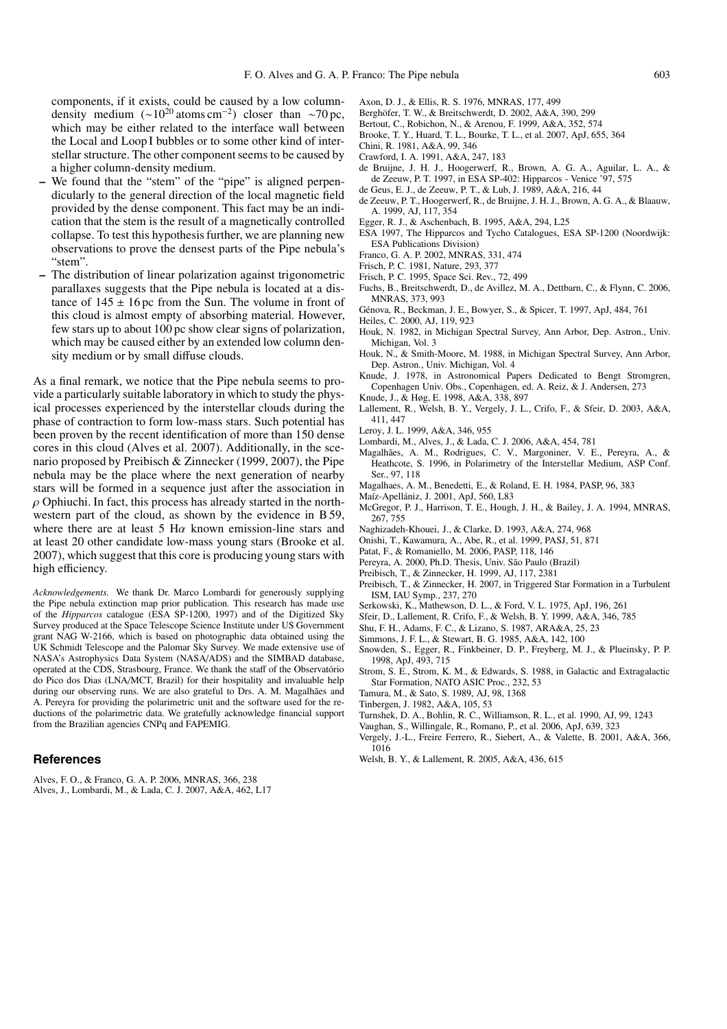components, if it exists, could be caused by a low column-density medium ($\sim 10^{20}$ atoms cm$^{-2}$) closer than $\sim$70 pc, which may be either related to the interface wall between the Local and Loop I bubbles or to some other kind of interstellar structure. The other component seems to be caused by a higher column-density medium.

- We found that the "stem" of the "pipe" is aligned perpendicularly to the general direction of the local magnetic field provided by the dense component. This fact may be an indication that the stem is the result of a magnetically controlled collapse. To test this hypothesis further, we are planning new observations to prove the densest parts of the Pipe nebula's "stem".
- The distribution of linear polarization against trigonometric parallaxes suggests that the Pipe nebula is located at a distance of $145 \pm 16$ pc from the Sun. The volume in front of this cloud is almost empty of absorbing material. However, few stars up to about 100 pc show clear signs of polarization, which may be caused either by an extended low column density medium or by small diffuse clouds.

As a final remark, we notice that the Pipe nebula seems to provide a particularly suitable laboratory in which to study the physical processes experienced by the interstellar clouds during the phase of contraction to form low-mass stars. Such potential has been proven by the recent identification of more than 150 dense cores in this cloud (Alves et al. 2007). Additionally, in the scenario proposed by Preibisch & Zinnecker (1999, 2007), the Pipe nebula may be the place where the next generation of nearby stars will be formed in a sequence just after the association in $\rho$ Ophiuchi. In fact, this process has already started in the northwestern part of the cloud, as shown by the evidence in B 59, where there are at least 5 H$\alpha$ known emission-line stars and at least 20 other candidate low-mass young stars (Brooke et al. 2007), which suggest that this core is producing young stars with high efficiency.

*Acknowledgements.* We thank Dr. Marco Lombardi for generously supplying the Pipe nebula extinction map prior publication. This research has made use of the *Hipparcos* catalogue (ESA SP-1200, 1997) and of the Digitized Sky Survey produced at the Space Telescope Science Institute under US Government grant NAG W-2166, which is based on photographic data obtained using the UK Schmidt Telescope and the Palomar Sky Survey. We made extensive use of NASA's Astrophysics Data System (NASA/ADS) and the SIMBAD database, operated at the CDS, Strasbourg, France. We thank the staff of the Observatório do Pico dos Dias (LNA/MCT, Brazil) for their hospitality and invaluable help during our observing runs. We are also grateful to Drs. A. M. Magalhães and A. Pereyra for providing the polarimetric unit and the software used for the reductions of the polarimetric data. We gratefully acknowledge financial support from the Brazilian agencies CNPq and FAPEMIG.

## References

Alves, F. O., & Franco, G. A. P. 2006, MNRAS, 366, 238
Alves, J., Lombardi, M., & Lada, C. J. 2007, A&A, 462, L17
Axon, D. J., & Ellis, R. S. 1976, MNRAS, 177, 499
Berghöfer, T. W., & Breitschwerdt, D. 2002, A&A, 390, 299
Bertout, C., Robichon, N., & Arenou, F. 1999, A&A, 352, 574
Brooke, T. Y., Huard, T. L., Bourke, T. L., et al. 2007, ApJ, 655, 364
Chini, R. 1981, A&A, 99, 346
Crawford, I. A. 1991, A&A, 247, 183
de Bruijne, J. H. J., Hoogerwerf, R., Brown, A. G. A., Aguilar, L. A., & de Zeeuw, P. T. 1997, in ESA SP-402: Hipparcos - Venice '97, 575
de Geus, E. J., de Zeeuw, P. T., & Lub, J. 1989, A&A, 216, 44
de Zeeuw, P. T., Hoogerwerf, R., de Bruijne, J. H. J., Brown, A. G. A., & Blaauw, A. 1999, AJ, 117, 354
Egger, R. J., & Aschenbach, B. 1995, A&A, 294, L25
ESA 1997, The Hipparcos and Tycho Catalogues, ESA SP-1200 (Noordwijk: ESA Publications Division)
Franco, G. A. P. 2002, MNRAS, 331, 474
Frisch, P. C. 1981, Nature, 293, 377
Frisch, P. C. 1995, Space Sci. Rev., 72, 499
Fuchs, B., Breitschwerdt, D., de Avillez, M. A., Dettbarn, C., & Flynn, C. 2006, MNRAS, 373, 993
Génova, R., Beckman, J. E., Bowyer, S., & Spicer, T. 1997, ApJ, 484, 761
Heiles, C. 2000, AJ, 119, 923
Houk, N. 1982, in Michigan Spectral Survey, Ann Arbor, Dep. Astron., Univ. Michigan, Vol. 3
Houk, N., & Smith-Moore, M. 1988, in Michigan Spectral Survey, Ann Arbor, Dep. Astron., Univ. Michigan, Vol. 4
Knude, J. 1978, in Astronomical Papers Dedicated to Bengt Stromgren, Copenhagen Univ. Obs., Copenhagen, ed. A. Reiz, & J. Andersen, 273
Knude, J., & Høg, E. 1998, A&A, 338, 897
Lallement, R., Welsh, B. Y., Vergely, J. L., Crifo, F., & Sfeir, D. 2003, A&A, 411, 447
Leroy, J. L. 1999, A&A, 346, 955
Lombardi, M., Alves, J., & Lada, C. J. 2006, A&A, 454, 781
Magalhães, A. M., Rodrigues, C. V., Margoniner, V. E., Pereyra, A., & Heathcote, S. 1996, in Polarimetry of the Interstellar Medium, ASP Conf. Ser., 97, 118
Magalhaes, A. M., Benedetti, E., & Roland, E. H. 1984, PASP, 96, 383
Maíz-Apellániz, J. 2001, ApJ, 560, L83
McGregor, P. J., Harrison, T. E., Hough, J. H., & Bailey, J. A. 1994, MNRAS, 267, 755
Naghizadeh-Khouei, J., & Clarke, D. 1993, A&A, 274, 968
Onishi, T., Kawamura, A., Abe, R., et al. 1999, PASJ, 51, 871
Patat, F., & Romaniello, M. 2006, PASP, 118, 146
Pereyra, A. 2000, Ph.D. Thesis, Univ. São Paulo (Brazil)
Preibisch, T., & Zinnecker, H. 1999, AJ, 117, 2381
Preibisch, T., & Zinnecker, H. 2007, in Triggered Star Formation in a Turbulent ISM, IAU Symp., 237, 270
Serkowski, K., Mathewson, D. L., & Ford, V. L. 1975, ApJ, 196, 261
Sfeir, D., Lallement, R. Crifo, F., & Welsh, B. Y. 1999, A&A, 346, 785
Shu, F. H., Adams, F. C., & Lizano, S. 1987, ARA&A, 25, 23
Simmons, J. F. L., & Stewart, B. G. 1985, A&A, 142, 100
Snowden, S., Egger, R., Finkbeiner, D. P., Freyberg, M. J., & Plueinsky, P. P. 1998, ApJ, 493, 715
Strom, S. E., Strom, K. M., & Edwards, S. 1988, in Galactic and Extragalactic Star Formation, NATO ASIC Proc., 232, 53
Tamura, M., & Sato, S. 1989, AJ, 98, 1368
Tinbergen, J. 1982, A&A, 105, 53
Turnshek, D. A., Bohlin, R. C., Williamson, R. L., et al. 1990, AJ, 99, 1243
Vaughan, S., Willingale, R., Romano, P., et al. 2006, ApJ, 639, 323
Vergely, J.-L., Freire Ferrero, R., Siebert, A., & Valette, B. 2001, A&A, 366, 1016
Welsh, B. Y., & Lallement, R. 2005, A&A, 436, 615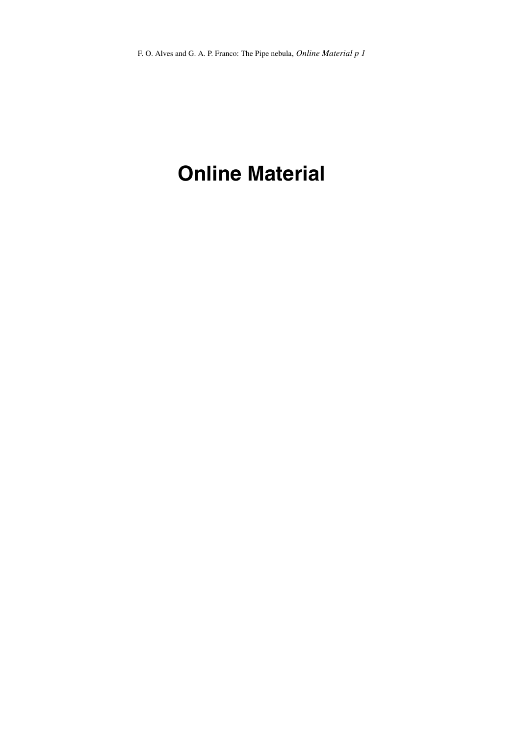# Online Material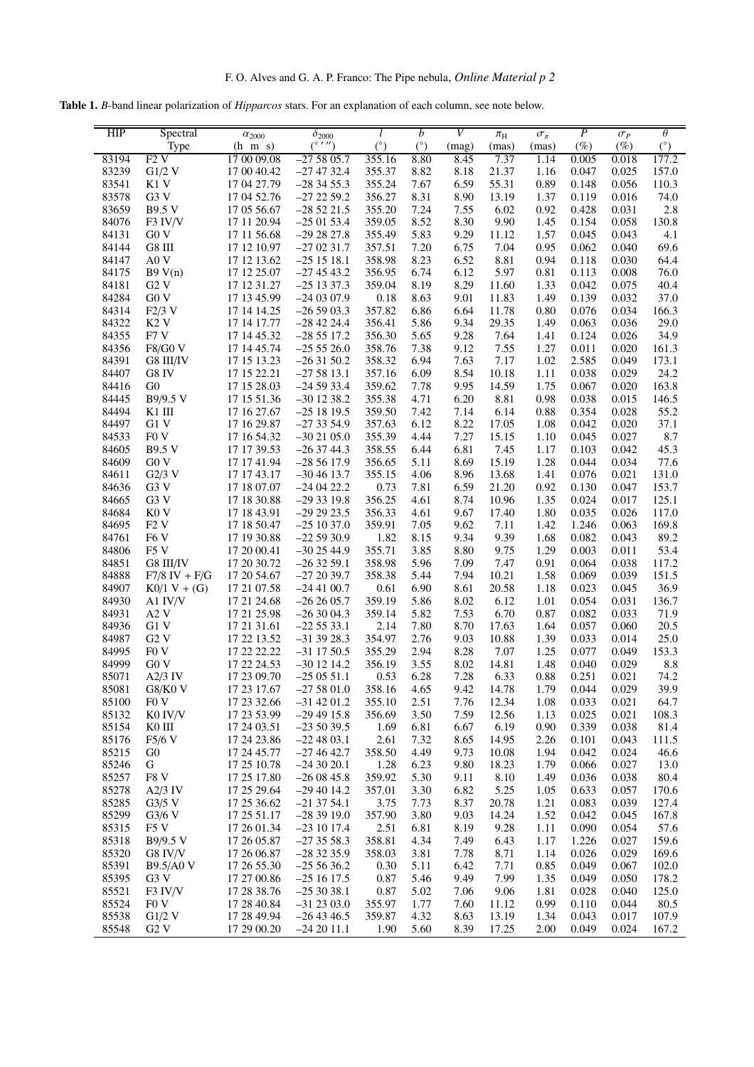**Table 1.** *B*-band linear polarization of *Hipparcos* stars. For an explanation of each column, see note below.

| HIP | Spectral Type | $\alpha_{2000}$ (h m s) | $\delta_{2000}$ (° ′ ″) | $l$ (°) | $b$ (°) | $V$ (mag) | $\pi_{\rm H}$ (mas) | $\sigma_\pi$ (mas) | $P$ (%) | $\sigma_P$ (%) | $\theta$ (°) |
|---|---|---|---|---|---|---|---|---|---|---|---|
| 83194 | F2 V | 17 00 09.08 | −27 58 05.7 | 355.16 | 8.80 | 8.45 | 7.37 | 1.14 | 0.005 | 0.018 | 177.2 |
| 83239 | G1/2 V | 17 00 40.42 | −27 47 32.4 | 355.37 | 8.82 | 8.18 | 21.37 | 1.16 | 0.047 | 0.025 | 157.0 |
| 83541 | K1 V | 17 04 27.79 | −28 34 55.3 | 355.24 | 7.67 | 6.59 | 55.31 | 0.89 | 0.148 | 0.056 | 110.3 |
| 83578 | G3 V | 17 04 52.76 | −27 22 59.2 | 356.27 | 8.31 | 8.90 | 13.19 | 1.37 | 0.119 | 0.016 | 74.0 |
| 83659 | B9.5 V | 17 05 56.67 | −28 52 21.5 | 355.20 | 7.24 | 7.55 | 6.02 | 0.92 | 0.428 | 0.031 | 2.8 |
| 84076 | F3 IV/V | 17 11 20.94 | −25 01 53.4 | 359.05 | 8.52 | 8.30 | 9.90 | 1.45 | 0.154 | 0.058 | 130.8 |
| 84131 | G0 V | 17 11 56.68 | −29 28 27.8 | 355.49 | 5.83 | 9.29 | 11.12 | 1.57 | 0.045 | 0.043 | 4.1 |
| 84144 | G8 III | 17 12 10.97 | −27 02 31.7 | 357.51 | 7.20 | 6.75 | 7.04 | 0.95 | 0.062 | 0.040 | 69.6 |
| 84147 | A0 V | 17 12 13.62 | −25 15 18.1 | 358.98 | 8.23 | 6.52 | 8.81 | 0.94 | 0.118 | 0.030 | 64.4 |
| 84175 | B9 V(n) | 17 12 25.07 | −27 45 43.2 | 356.95 | 6.74 | 6.12 | 5.97 | 0.81 | 0.113 | 0.008 | 76.0 |
| 84181 | G2 V | 17 12 31.27 | −25 13 37.3 | 359.04 | 8.19 | 8.29 | 11.60 | 1.33 | 0.042 | 0.075 | 40.4 |
| 84284 | G0 V | 17 13 45.99 | −24 03 07.9 | 0.18 | 8.63 | 9.01 | 11.83 | 1.49 | 0.139 | 0.032 | 37.0 |
| 84314 | F2/3 V | 17 14 14.25 | −26 59 03.3 | 357.82 | 6.86 | 6.64 | 11.78 | 0.80 | 0.076 | 0.034 | 166.3 |
| 84322 | K2 V | 17 14 17.77 | −28 42 24.4 | 356.41 | 5.86 | 9.34 | 29.35 | 1.49 | 0.063 | 0.036 | 29.0 |
| 84355 | F7 V | 17 14 45.32 | −28 55 17.2 | 356.30 | 5.65 | 9.28 | 7.64 | 1.41 | 0.124 | 0.026 | 34.9 |
| 84356 | F8/G0 V | 17 14 45.74 | −25 55 26.0 | 358.76 | 7.38 | 9.12 | 7.55 | 1.27 | 0.011 | 0.020 | 161.3 |
| 84391 | G8 III/IV | 17 15 13.23 | −26 31 50.2 | 358.32 | 6.94 | 7.63 | 7.17 | 1.02 | 2.585 | 0.049 | 173.1 |
| 84407 | G8 IV | 17 15 22.21 | −27 58 13.1 | 357.16 | 6.09 | 8.54 | 10.18 | 1.11 | 0.038 | 0.029 | 24.2 |
| 84416 | G0 | 17 15 28.03 | −24 59 33.4 | 359.62 | 7.78 | 9.95 | 14.59 | 1.75 | 0.067 | 0.020 | 163.8 |
| 84445 | B9/9.5 V | 17 15 51.36 | −30 12 38.2 | 355.38 | 4.71 | 6.20 | 8.81 | 0.98 | 0.038 | 0.015 | 146.5 |
| 84494 | K1 III | 17 16 27.67 | −25 18 19.5 | 359.50 | 7.42 | 7.14 | 6.14 | 0.88 | 0.354 | 0.028 | 55.2 |
| 84497 | G1 V | 17 16 29.87 | −27 33 54.9 | 357.63 | 6.12 | 8.22 | 17.05 | 1.08 | 0.042 | 0.020 | 37.1 |
| 84533 | F0 V | 17 16 54.32 | −30 21 05.0 | 355.39 | 4.44 | 7.27 | 15.15 | 1.10 | 0.045 | 0.027 | 8.7 |
| 84605 | B9.5 V | 17 17 39.53 | −26 37 44.3 | 358.55 | 6.44 | 6.81 | 7.45 | 1.17 | 0.103 | 0.042 | 45.3 |
| 84609 | G0 V | 17 17 41.94 | −28 56 17.9 | 356.65 | 5.11 | 8.69 | 15.19 | 1.28 | 0.044 | 0.034 | 77.6 |
| 84611 | G2/3 V | 17 17 43.17 | −30 46 13.7 | 355.15 | 4.06 | 8.96 | 13.68 | 1.41 | 0.076 | 0.021 | 131.0 |
| 84636 | G3 V | 17 18 07.07 | −24 04 22.2 | 0.73 | 7.81 | 6.59 | 21.20 | 0.92 | 0.130 | 0.047 | 153.7 |
| 84665 | G3 V | 17 18 30.88 | −29 33 19.8 | 356.25 | 4.61 | 8.74 | 10.96 | 1.35 | 0.024 | 0.017 | 125.1 |
| 84684 | K0 V | 17 18 43.91 | −29 29 23.5 | 356.33 | 4.61 | 9.67 | 17.40 | 1.80 | 0.035 | 0.026 | 117.0 |
| 84695 | F2 V | 17 18 50.47 | −25 10 37.0 | 359.91 | 7.05 | 9.62 | 7.11 | 1.42 | 1.246 | 0.063 | 169.8 |
| 84761 | F6 V | 17 19 30.88 | −22 59 30.9 | 1.82 | 8.15 | 9.34 | 9.39 | 1.68 | 0.082 | 0.043 | 89.2 |
| 84806 | F5 V | 17 20 00.41 | −30 25 44.9 | 355.71 | 3.85 | 8.80 | 9.75 | 1.29 | 0.003 | 0.011 | 53.4 |
| 84851 | G8 III/IV | 17 20 30.72 | −26 32 59.1 | 358.98 | 5.96 | 7.09 | 7.47 | 0.91 | 0.064 | 0.038 | 117.2 |
| 84888 | F7/8 IV + F/G | 17 20 54.67 | −27 20 39.7 | 358.38 | 5.44 | 7.94 | 10.21 | 1.58 | 0.069 | 0.039 | 151.5 |
| 84907 | K0/1 V + (G) | 17 21 07.58 | −24 41 00.7 | 0.61 | 6.90 | 8.61 | 20.58 | 1.18 | 0.023 | 0.045 | 36.9 |
| 84930 | A1 IV/V | 17 21 24.68 | −26 26 05.7 | 359.19 | 5.86 | 8.02 | 6.12 | 1.01 | 0.054 | 0.031 | 136.7 |
| 84931 | A2 V | 17 21 25.98 | −26 30 04.3 | 359.14 | 5.82 | 7.53 | 6.70 | 0.87 | 0.082 | 0.033 | 71.9 |
| 84936 | G1 V | 17 21 31.61 | −22 55 33.1 | 2.14 | 7.80 | 8.70 | 17.63 | 1.64 | 0.057 | 0.060 | 20.5 |
| 84987 | G2 V | 17 22 13.52 | −31 39 28.3 | 354.97 | 2.76 | 9.03 | 10.88 | 1.39 | 0.033 | 0.014 | 25.0 |
| 84995 | F0 V | 17 22 22.22 | −31 17 50.5 | 355.29 | 2.94 | 8.28 | 7.07 | 1.25 | 0.077 | 0.049 | 153.3 |
| 84999 | G0 V | 17 22 24.53 | −30 12 14.2 | 356.19 | 3.55 | 8.02 | 14.81 | 1.48 | 0.040 | 0.029 | 8.8 |
| 85071 | A2/3 IV | 17 23 09.70 | −25 05 51.1 | 0.53 | 6.28 | 7.28 | 6.33 | 0.88 | 0.251 | 0.021 | 74.2 |
| 85081 | G8/K0 V | 17 23 17.67 | −27 58 01.0 | 358.16 | 4.65 | 9.42 | 14.78 | 1.79 | 0.044 | 0.029 | 39.9 |
| 85100 | F0 V | 17 23 32.66 | −31 42 01.2 | 355.10 | 2.51 | 7.76 | 12.34 | 1.08 | 0.033 | 0.021 | 64.7 |
| 85132 | K0 IV/V | 17 23 53.99 | −29 49 15.8 | 356.69 | 3.50 | 7.59 | 12.56 | 1.13 | 0.025 | 0.021 | 108.3 |
| 85154 | K0 III | 17 24 03.51 | −23 50 39.5 | 1.69 | 6.81 | 6.67 | 6.19 | 0.90 | 0.339 | 0.038 | 81.4 |
| 85176 | F5/6 V | 17 24 23.86 | −22 48 03.1 | 2.61 | 7.32 | 8.65 | 14.95 | 2.26 | 0.101 | 0.043 | 111.5 |
| 85215 | G0 | 17 24 45.77 | −27 46 42.7 | 358.50 | 4.49 | 9.73 | 10.08 | 1.94 | 0.042 | 0.024 | 46.6 |
| 85246 | G | 17 25 10.78 | −24 30 20.1 | 1.28 | 6.23 | 9.80 | 18.23 | 1.79 | 0.066 | 0.027 | 13.0 |
| 85257 | F8 V | 17 25 17.80 | −26 08 45.8 | 359.92 | 5.30 | 9.11 | 8.10 | 1.49 | 0.036 | 0.038 | 80.4 |
| 85278 | A2/3 IV | 17 25 29.64 | −29 40 14.2 | 357.01 | 3.30 | 6.82 | 5.25 | 1.05 | 0.633 | 0.057 | 170.6 |
| 85285 | G3/5 V | 17 25 36.62 | −21 37 54.1 | 3.75 | 7.73 | 8.37 | 20.78 | 1.21 | 0.083 | 0.039 | 127.4 |
| 85299 | G3/6 V | 17 25 51.17 | −28 39 19.0 | 357.90 | 3.80 | 9.03 | 14.24 | 1.52 | 0.042 | 0.045 | 167.8 |
| 85315 | F5 V | 17 26 01.34 | −23 10 17.4 | 2.51 | 6.81 | 8.19 | 9.28 | 1.11 | 0.090 | 0.054 | 57.6 |
| 85318 | B9/9.5 V | 17 26 05.87 | −27 35 58.3 | 358.81 | 4.34 | 7.49 | 6.43 | 1.17 | 1.226 | 0.027 | 159.6 |
| 85320 | G8 IV/V | 17 26 06.87 | −28 32 35.9 | 358.03 | 3.81 | 7.78 | 8.71 | 1.14 | 0.026 | 0.029 | 169.6 |
| 85391 | B9.5/A0 V | 17 26 55.30 | −25 56 36.2 | 0.30 | 5.11 | 6.42 | 7.71 | 0.85 | 0.049 | 0.067 | 102.0 |
| 85395 | G3 V | 17 27 00.86 | −25 16 17.5 | 0.87 | 5.46 | 9.49 | 7.99 | 1.35 | 0.049 | 0.050 | 178.2 |
| 85521 | F3 IV/V | 17 28 38.76 | −25 30 38.1 | 0.87 | 5.02 | 7.06 | 9.06 | 1.81 | 0.028 | 0.040 | 125.0 |
| 85524 | F0 V | 17 28 40.84 | −31 23 03.0 | 355.97 | 1.77 | 7.60 | 11.12 | 0.99 | 0.110 | 0.044 | 80.5 |
| 85538 | G1/2 V | 17 28 49.94 | −26 43 46.5 | 359.87 | 4.32 | 8.63 | 13.19 | 1.34 | 0.043 | 0.017 | 107.9 |
| 85548 | G2 V | 17 29 00.20 | −24 20 11.1 | 1.90 | 5.60 | 8.39 | 17.25 | 2.00 | 0.049 | 0.024 | 167.2 |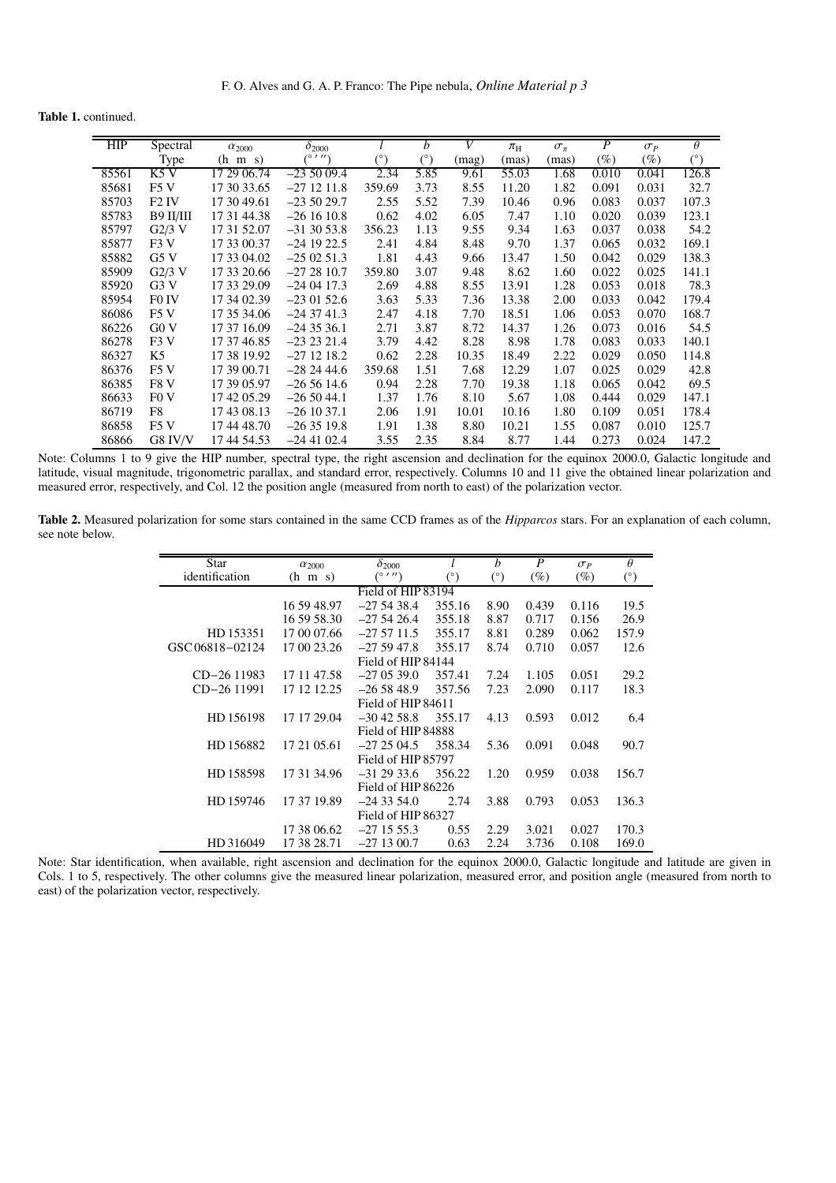**Table 1.** continued.

| HIP | Spectral Type | $\alpha_{2000}$ (h m s) | $\delta_{2000}$ (° ′ ″) | $l$ (°) | $b$ (°) | $V$ (mag) | $\pi_{\rm H}$ (mas) | $\sigma_\pi$ (mas) | $P$ (%) | $\sigma_P$ (%) | $\theta$ (°) |
|---|---|---|---|---|---|---|---|---|---|---|---|
| 85561 | K5 V | 17 29 06.74 | −23 50 09.4 | 2.34 | 5.85 | 9.61 | 55.03 | 1.68 | 0.010 | 0.041 | 126.8 |
| 85681 | F5 V | 17 30 33.65 | −27 12 11.8 | 359.69 | 3.73 | 8.55 | 11.20 | 1.82 | 0.091 | 0.031 | 32.7 |
| 85703 | F2 IV | 17 30 49.61 | −23 50 29.7 | 2.55 | 5.52 | 7.39 | 10.46 | 0.96 | 0.083 | 0.037 | 107.3 |
| 85783 | B9 II/III | 17 31 44.38 | −26 16 10.8 | 0.62 | 4.02 | 6.05 | 7.47 | 1.10 | 0.020 | 0.039 | 123.1 |
| 85797 | G2/3 V | 17 31 52.07 | −31 30 53.8 | 356.23 | 1.13 | 9.55 | 9.34 | 1.63 | 0.037 | 0.038 | 54.2 |
| 85877 | F3 V | 17 33 00.37 | −24 19 22.5 | 2.41 | 4.84 | 8.48 | 9.70 | 1.37 | 0.065 | 0.032 | 169.1 |
| 85882 | G5 V | 17 33 04.02 | −25 02 51.3 | 1.81 | 4.43 | 9.66 | 13.47 | 1.50 | 0.042 | 0.029 | 138.3 |
| 85909 | G2/3 V | 17 33 20.66 | −27 28 10.7 | 359.80 | 3.07 | 9.48 | 8.62 | 1.60 | 0.022 | 0.025 | 141.1 |
| 85920 | G3 V | 17 33 29.09 | −24 04 17.3 | 2.69 | 4.88 | 8.55 | 13.91 | 1.28 | 0.053 | 0.018 | 78.3 |
| 85954 | F0 IV | 17 34 02.39 | −23 01 52.6 | 3.63 | 5.33 | 7.36 | 13.38 | 2.00 | 0.033 | 0.042 | 179.4 |
| 86086 | F5 V | 17 35 34.06 | −24 37 41.3 | 2.47 | 4.18 | 7.70 | 18.51 | 1.06 | 0.053 | 0.070 | 168.7 |
| 86226 | G0 V | 17 37 16.09 | −24 35 36.1 | 2.71 | 3.87 | 8.72 | 14.37 | 1.26 | 0.073 | 0.016 | 54.5 |
| 86278 | F3 V | 17 37 46.85 | −23 23 21.4 | 3.79 | 4.42 | 8.28 | 8.98 | 1.78 | 0.083 | 0.033 | 140.1 |
| 86327 | K5 | 17 38 19.92 | −27 12 18.2 | 0.62 | 2.28 | 10.35 | 18.49 | 2.22 | 0.029 | 0.050 | 114.8 |
| 86376 | F5 V | 17 39 00.71 | −28 24 44.6 | 359.68 | 1.51 | 7.68 | 12.29 | 1.07 | 0.025 | 0.029 | 42.8 |
| 86385 | F8 V | 17 39 05.97 | −26 56 14.6 | 0.94 | 2.28 | 7.70 | 19.38 | 1.18 | 0.065 | 0.042 | 69.5 |
| 86633 | F0 V | 17 42 05.29 | −26 50 44.1 | 1.37 | 1.76 | 8.10 | 5.67 | 1.08 | 0.444 | 0.029 | 147.1 |
| 86719 | F8 | 17 43 08.13 | −26 10 37.1 | 2.06 | 1.91 | 10.01 | 10.16 | 1.80 | 0.109 | 0.051 | 178.4 |
| 86858 | F5 V | 17 44 48.70 | −26 35 19.8 | 1.91 | 1.38 | 8.80 | 10.21 | 1.55 | 0.087 | 0.010 | 125.7 |
| 86866 | G8 IV/V | 17 44 54.53 | −24 41 02.4 | 3.55 | 2.35 | 8.84 | 8.77 | 1.44 | 0.273 | 0.024 | 147.2 |

Note: Columns 1 to 9 give the HIP number, spectral type, the right ascension and declination for the equinox 2000.0, Galactic longitude and latitude, visual magnitude, trigonometric parallax, and standard error, respectively. Columns 10 and 11 give the obtained linear polarization and measured error, respectively, and Col. 12 the position angle (measured from north to east) of the polarization vector.

**Table 2.** Measured polarization for some stars contained in the same CCD frames as of the *Hipparcos* stars. For an explanation of each column, see note below.

| Star identification | $\alpha_{2000}$ (h m s) | $\delta_{2000}$ (° ′ ″) | $l$ (°) | $b$ (°) | $P$ (%) | $\sigma_P$ (%) | $\theta$ (°) |
|---|---|---|---|---|---|---|---|
| | | Field of HIP 83194 | | | | | |
| | 16 59 48.97 | −27 54 38.4 | 355.16 | 8.90 | 0.439 | 0.116 | 19.5 |
| | 16 59 58.30 | −27 54 26.4 | 355.18 | 8.87 | 0.717 | 0.156 | 26.9 |
| HD 153351 | 17 00 07.66 | −27 57 11.5 | 355.17 | 8.81 | 0.289 | 0.062 | 157.9 |
| GSC 06818−02124 | 17 00 23.26 | −27 59 47.8 | 355.17 | 8.74 | 0.710 | 0.057 | 12.6 |
| | | Field of HIP 84144 | | | | | |
| CD−26 11983 | 17 11 47.58 | −27 05 39.0 | 357.41 | 7.24 | 1.105 | 0.051 | 29.2 |
| CD−26 11991 | 17 12 12.25 | −26 58 48.9 | 357.56 | 7.23 | 2.090 | 0.117 | 18.3 |
| | | Field of HIP 84611 | | | | | |
| HD 156198 | 17 17 29.04 | −30 42 58.8 | 355.17 | 4.13 | 0.593 | 0.012 | 6.4 |
| | | Field of HIP 84888 | | | | | |
| HD 156882 | 17 21 05.61 | −27 25 04.5 | 358.34 | 5.36 | 0.091 | 0.048 | 90.7 |
| | | Field of HIP 85797 | | | | | |
| HD 158598 | 17 31 34.96 | −31 29 33.6 | 356.22 | 1.20 | 0.959 | 0.038 | 156.7 |
| | | Field of HIP 86226 | | | | | |
| HD 159746 | 17 37 19.89 | −24 33 54.0 | 2.74 | 3.88 | 0.793 | 0.053 | 136.3 |
| | | Field of HIP 86327 | | | | | |
| | 17 38 06.62 | −27 15 55.3 | 0.55 | 2.29 | 3.021 | 0.027 | 170.3 |
| HD 316049 | 17 38 28.71 | −27 13 00.7 | 0.63 | 2.24 | 3.736 | 0.108 | 169.0 |

Note: Star identification, when available, right ascension and declination for the equinox 2000.0, Galactic longitude and latitude are given in Cols. 1 to 5, respectively. The other columns give the measured linear polarization, measured error, and position angle (measured from north to east) of the polarization vector, respectively.